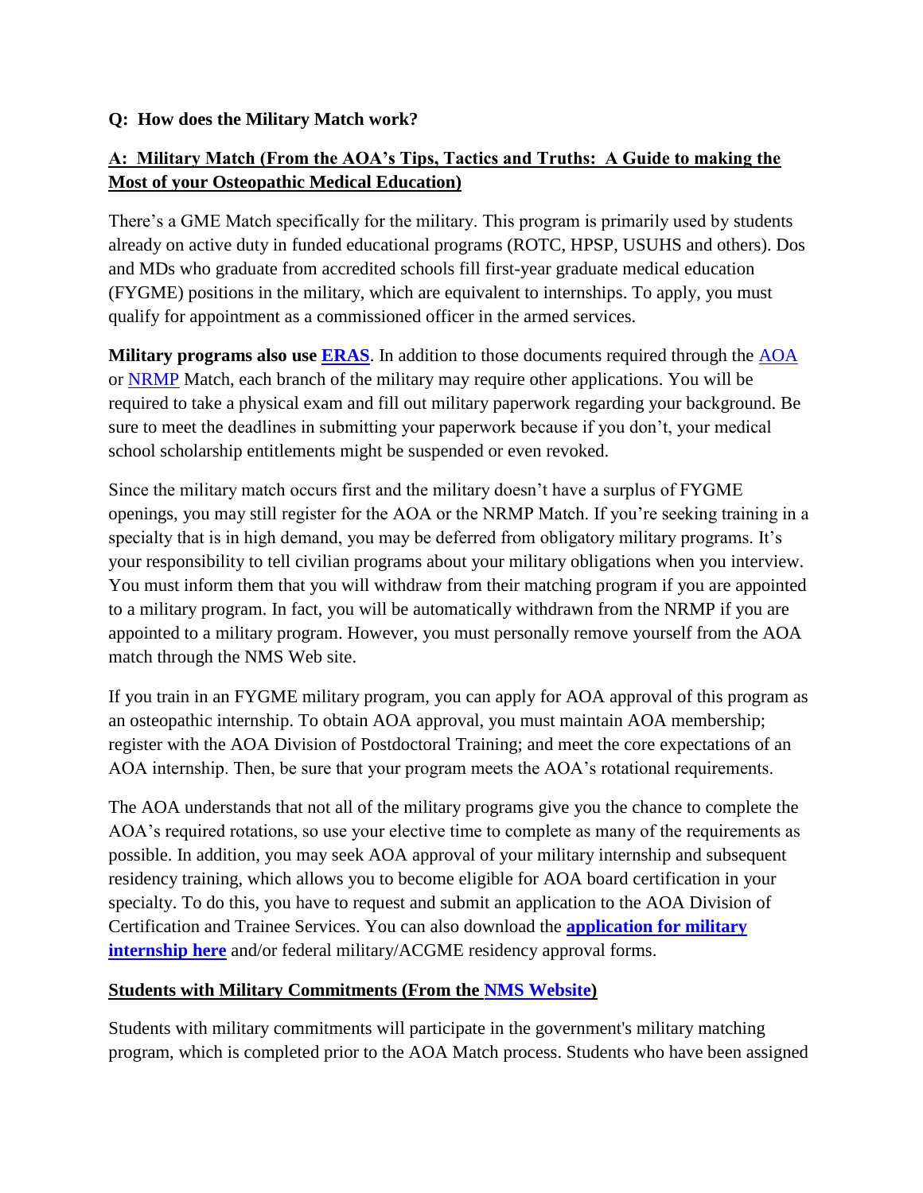**Q: How does the Military Match work?**

**A: Military Match (From the AOA's Tips, Tactics and Truths: A Guide to making the Most of your Osteopathic Medical Education)**

There's a GME Match specifically for the military. This program is primarily used by students already on active duty in funded educational programs (ROTC, HPSP, USUHS and others). Dos and MDs who graduate from accredited schools fill first-year graduate medical education (FYGME) positions in the military, which are equivalent to internships. To apply, you must qualify for appointment as a commissioned officer in the armed services.

**Military programs also use ERAS**. In addition to those documents required through the AOA or NRMP Match, each branch of the military may require other applications. You will be required to take a physical exam and fill out military paperwork regarding your background. Be sure to meet the deadlines in submitting your paperwork because if you don't, your medical school scholarship entitlements might be suspended or even revoked.

Since the military match occurs first and the military doesn't have a surplus of FYGME openings, you may still register for the AOA or the NRMP Match. If you're seeking training in a specialty that is in high demand, you may be deferred from obligatory military programs. It's your responsibility to tell civilian programs about your military obligations when you interview. You must inform them that you will withdraw from their matching program if you are appointed to a military program. In fact, you will be automatically withdrawn from the NRMP if you are appointed to a military program. However, you must personally remove yourself from the AOA match through the NMS Web site.

If you train in an FYGME military program, you can apply for AOA approval of this program as an osteopathic internship. To obtain AOA approval, you must maintain AOA membership; register with the AOA Division of Postdoctoral Training; and meet the core expectations of an AOA internship. Then, be sure that your program meets the AOA's rotational requirements.

The AOA understands that not all of the military programs give you the chance to complete the AOA's required rotations, so use your elective time to complete as many of the requirements as possible. In addition, you may seek AOA approval of your military internship and subsequent residency training, which allows you to become eligible for AOA board certification in your specialty. To do this, you have to request and submit an application to the AOA Division of Certification and Trainee Services. You can also download the **application for military internship here** and/or federal military/ACGME residency approval forms.

**Students with Military Commitments (From the NMS Website)**

Students with military commitments will participate in the government's military matching program, which is completed prior to the AOA Match process. Students who have been assigned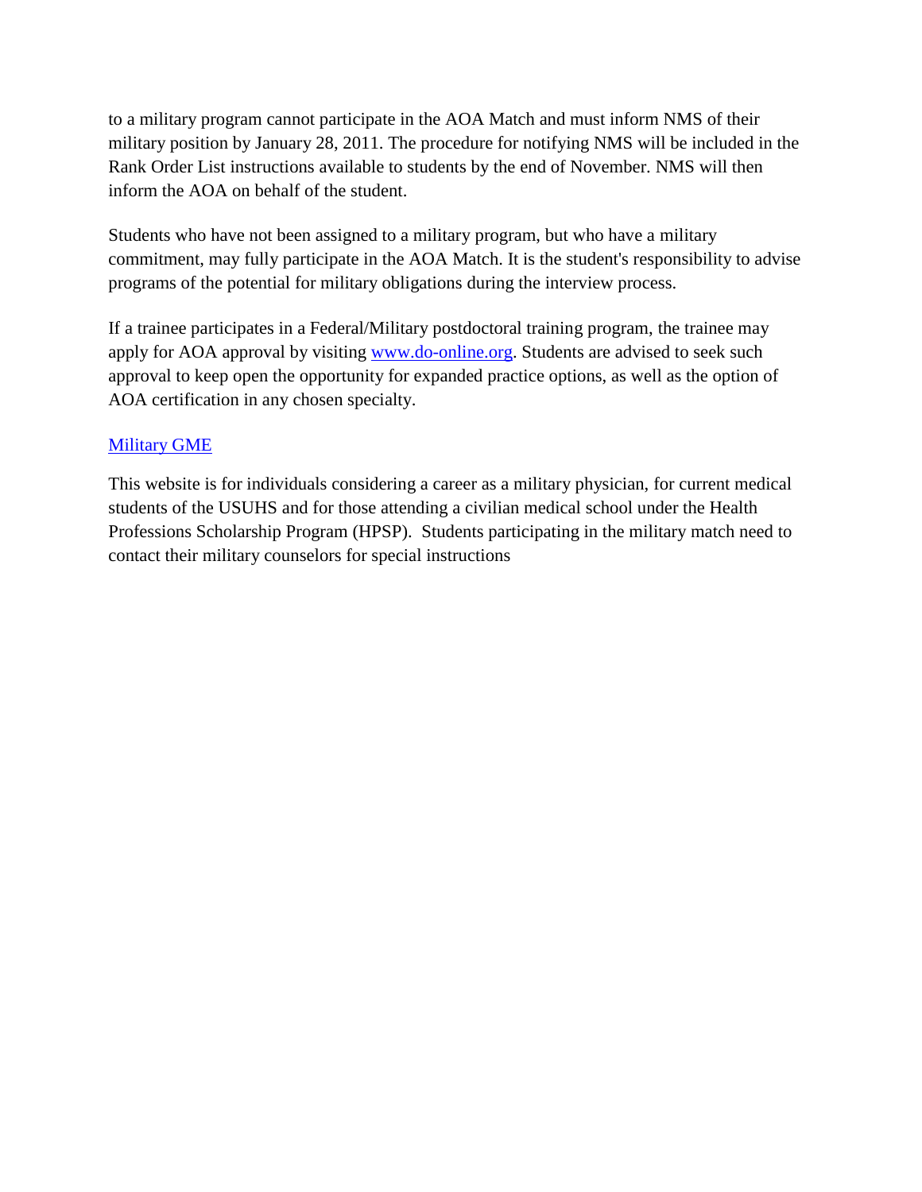to a military program cannot participate in the AOA Match and must inform NMS of their military position by January 28, 2011. The procedure for notifying NMS will be included in the Rank Order List instructions available to students by the end of November. NMS will then inform the AOA on behalf of the student.

Students who have not been assigned to a military program, but who have a military commitment, may fully participate in the AOA Match. It is the student's responsibility to advise programs of the potential for military obligations during the interview process.

If a trainee participates in a Federal/Military postdoctoral training program, the trainee may apply for AOA approval by visiting [www.do-online.org](http://www.do-online.org). Students are advised to seek such approval to keep open the opportunity for expanded practice options, as well as the option of AOA certification in any chosen specialty.

[Military GME]()

This website is for individuals considering a career as a military physician, for current medical students of the USUHS and for those attending a civilian medical school under the Health Professions Scholarship Program (HPSP). Students participating in the military match need to contact their military counselors for special instructions